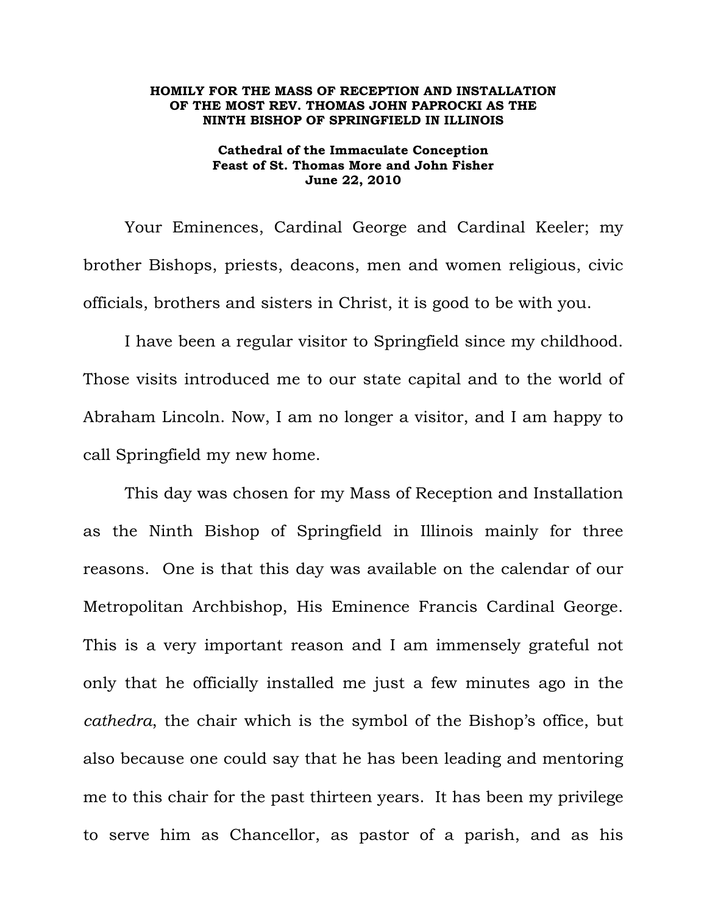**HOMILY FOR THE MASS OF RECEPTION AND INSTALLATION OF THE MOST REV. THOMAS JOHN PAPROCKI AS THE NINTH BISHOP OF SPRINGFIELD IN ILLINOIS**

**Cathedral of the Immaculate Conception**
**Feast of St. Thomas More and John Fisher**
**June 22, 2010**

Your Eminences, Cardinal George and Cardinal Keeler; my brother Bishops, priests, deacons, men and women religious, civic officials, brothers and sisters in Christ, it is good to be with you.

I have been a regular visitor to Springfield since my childhood. Those visits introduced me to our state capital and to the world of Abraham Lincoln. Now, I am no longer a visitor, and I am happy to call Springfield my new home.

This day was chosen for my Mass of Reception and Installation as the Ninth Bishop of Springfield in Illinois mainly for three reasons. One is that this day was available on the calendar of our Metropolitan Archbishop, His Eminence Francis Cardinal George. This is a very important reason and I am immensely grateful not only that he officially installed me just a few minutes ago in the *cathedra*, the chair which is the symbol of the Bishop's office, but also because one could say that he has been leading and mentoring me to this chair for the past thirteen years. It has been my privilege to serve him as Chancellor, as pastor of a parish, and as his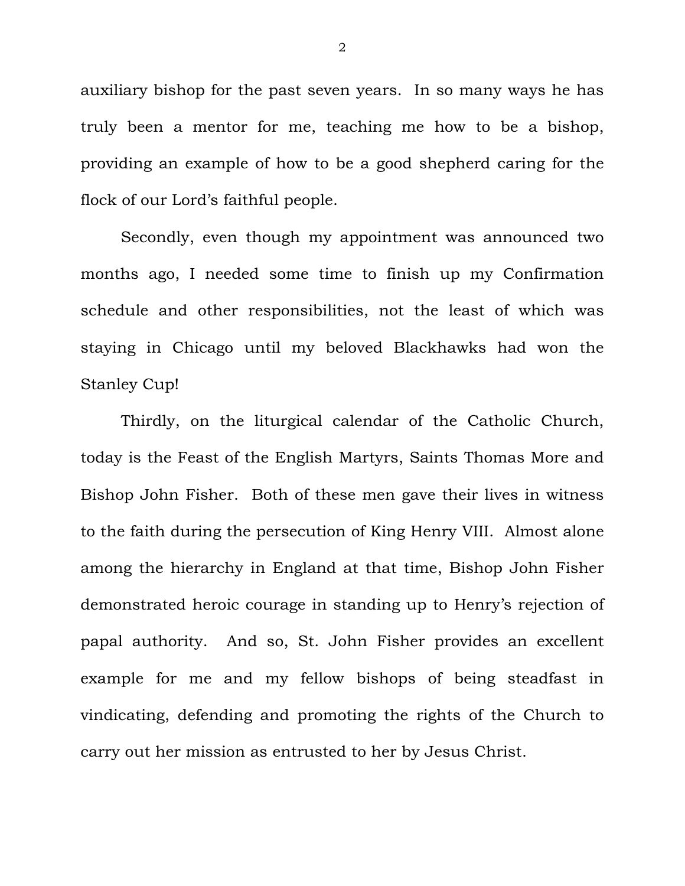auxiliary bishop for the past seven years. In so many ways he has truly been a mentor for me, teaching me how to be a bishop, providing an example of how to be a good shepherd caring for the flock of our Lord's faithful people.

Secondly, even though my appointment was announced two months ago, I needed some time to finish up my Confirmation schedule and other responsibilities, not the least of which was staying in Chicago until my beloved Blackhawks had won the Stanley Cup!

Thirdly, on the liturgical calendar of the Catholic Church, today is the Feast of the English Martyrs, Saints Thomas More and Bishop John Fisher. Both of these men gave their lives in witness to the faith during the persecution of King Henry VIII. Almost alone among the hierarchy in England at that time, Bishop John Fisher demonstrated heroic courage in standing up to Henry's rejection of papal authority. And so, St. John Fisher provides an excellent example for me and my fellow bishops of being steadfast in vindicating, defending and promoting the rights of the Church to carry out her mission as entrusted to her by Jesus Christ.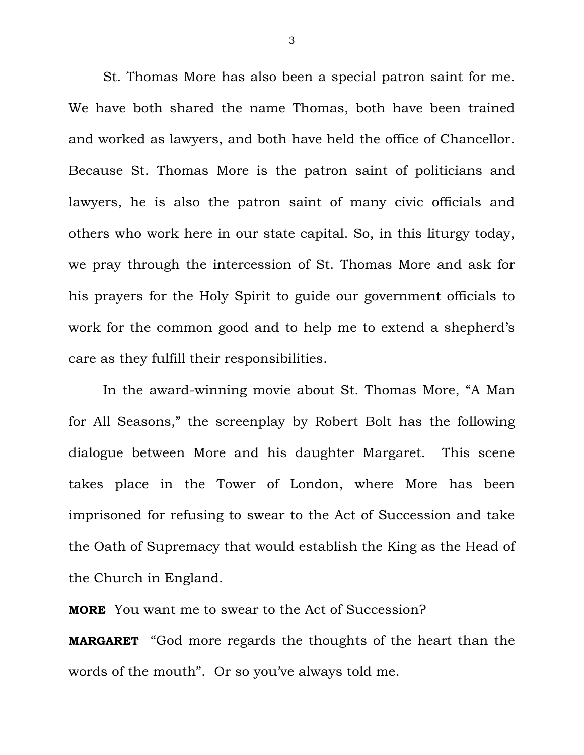St. Thomas More has also been a special patron saint for me. We have both shared the name Thomas, both have been trained and worked as lawyers, and both have held the office of Chancellor. Because St. Thomas More is the patron saint of politicians and lawyers, he is also the patron saint of many civic officials and others who work here in our state capital. So, in this liturgy today, we pray through the intercession of St. Thomas More and ask for his prayers for the Holy Spirit to guide our government officials to work for the common good and to help me to extend a shepherd's care as they fulfill their responsibilities.

In the award-winning movie about St. Thomas More, "A Man for All Seasons," the screenplay by Robert Bolt has the following dialogue between More and his daughter Margaret. This scene takes place in the Tower of London, where More has been imprisoned for refusing to swear to the Act of Succession and take the Oath of Supremacy that would establish the King as the Head of the Church in England.

**MORE** You want me to swear to the Act of Succession?

**MARGARET** "God more regards the thoughts of the heart than the words of the mouth". Or so you've always told me.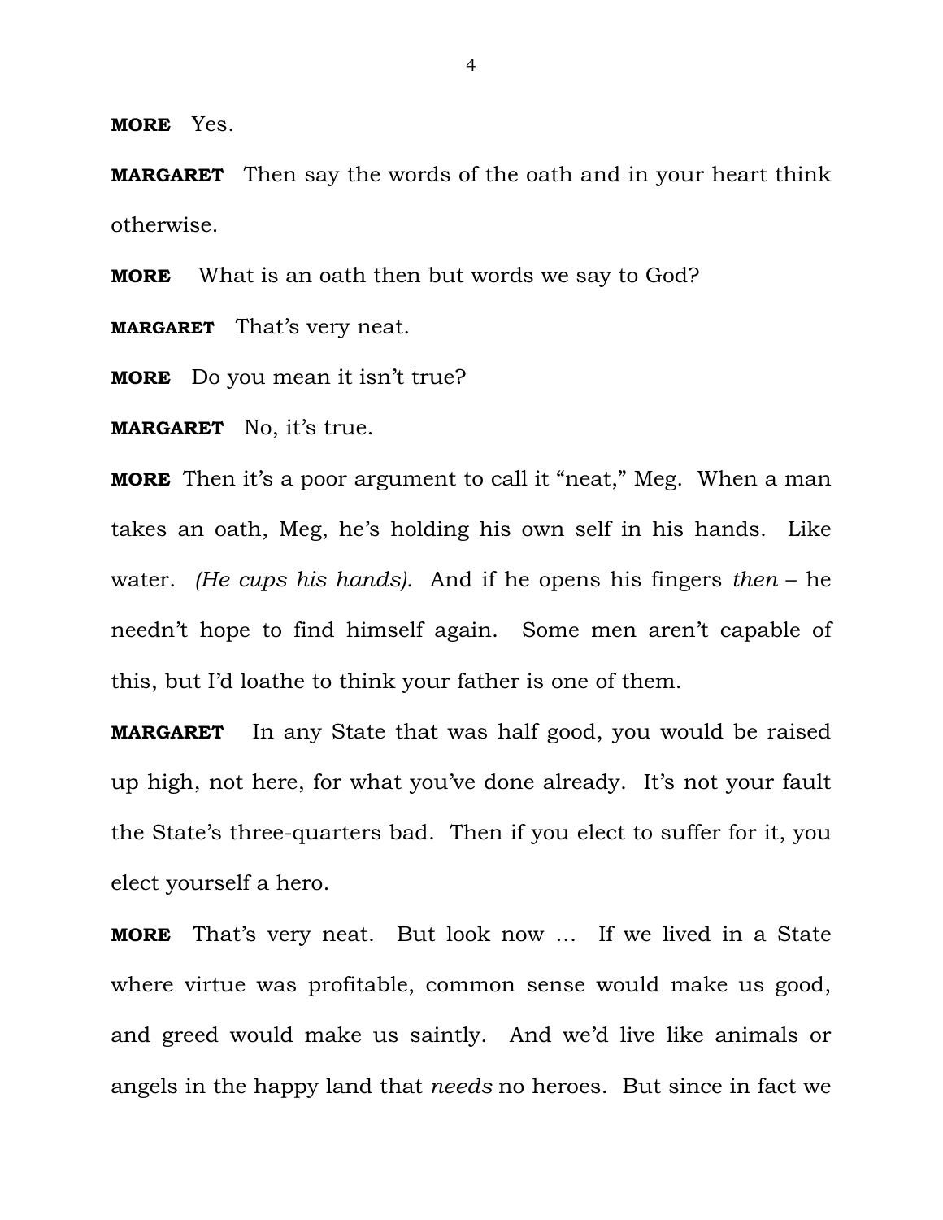**MORE** Yes.

**MARGARET** Then say the words of the oath and in your heart think otherwise.

**MORE** What is an oath then but words we say to God?

**MARGARET** That's very neat.

**MORE** Do you mean it isn't true?

**MARGARET** No, it's true.

**MORE** Then it's a poor argument to call it "neat," Meg. When a man takes an oath, Meg, he's holding his own self in his hands. Like water. *(He cups his hands).* And if he opens his fingers *then* – he needn't hope to find himself again. Some men aren't capable of this, but I'd loathe to think your father is one of them.

**MARGARET** In any State that was half good, you would be raised up high, not here, for what you've done already. It's not your fault the State's three-quarters bad. Then if you elect to suffer for it, you elect yourself a hero.

**MORE** That's very neat. But look now … If we lived in a State where virtue was profitable, common sense would make us good, and greed would make us saintly. And we'd live like animals or angels in the happy land that *needs* no heroes. But since in fact we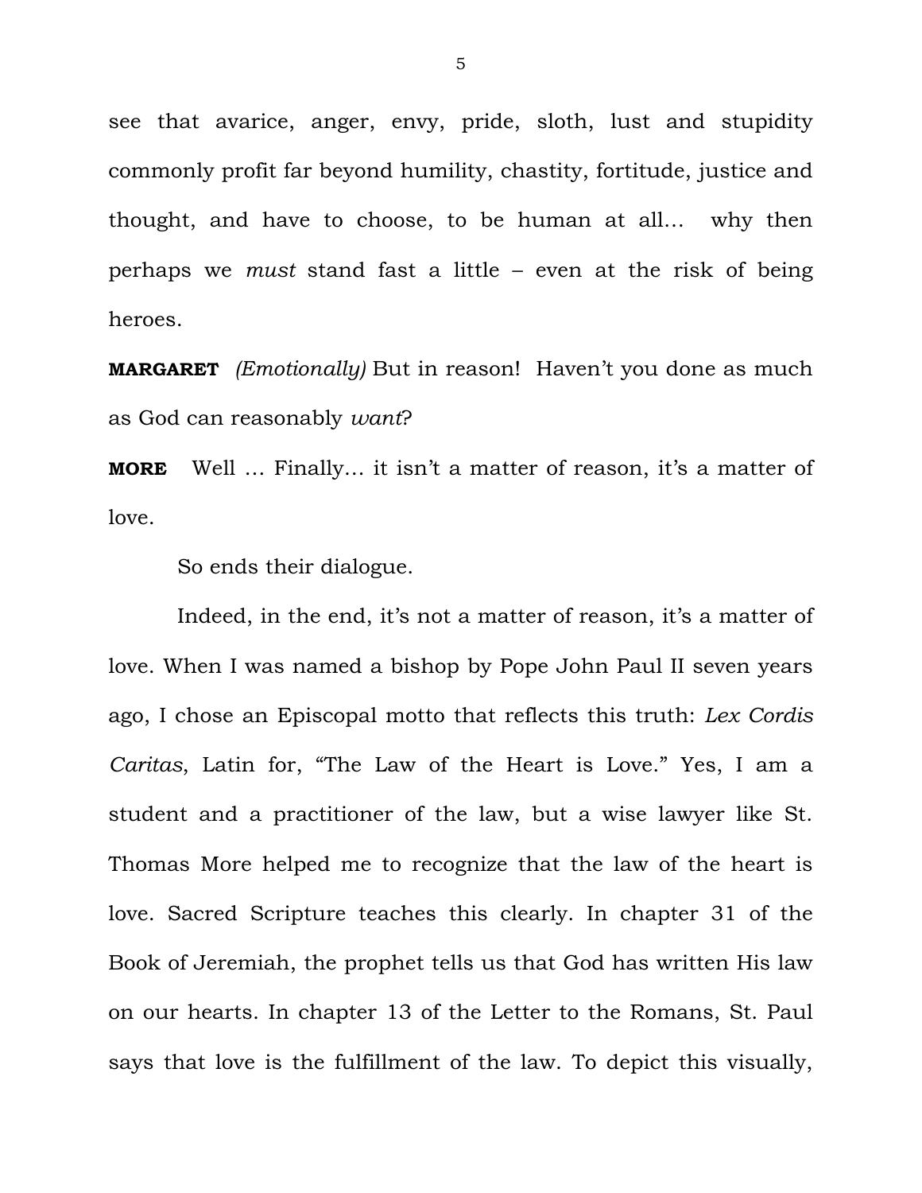see that avarice, anger, envy, pride, sloth, lust and stupidity commonly profit far beyond humility, chastity, fortitude, justice and thought, and have to choose, to be human at all… why then perhaps we *must* stand fast a little – even at the risk of being heroes.

**MARGARET** *(Emotionally)* But in reason! Haven't you done as much as God can reasonably *want*?

**MORE** Well … Finally… it isn't a matter of reason, it's a matter of love.

So ends their dialogue.

Indeed, in the end, it's not a matter of reason, it's a matter of love. When I was named a bishop by Pope John Paul II seven years ago, I chose an Episcopal motto that reflects this truth: *Lex Cordis Caritas*, Latin for, "The Law of the Heart is Love." Yes, I am a student and a practitioner of the law, but a wise lawyer like St. Thomas More helped me to recognize that the law of the heart is love. Sacred Scripture teaches this clearly. In chapter 31 of the Book of Jeremiah, the prophet tells us that God has written His law on our hearts. In chapter 13 of the Letter to the Romans, St. Paul says that love is the fulfillment of the law. To depict this visually,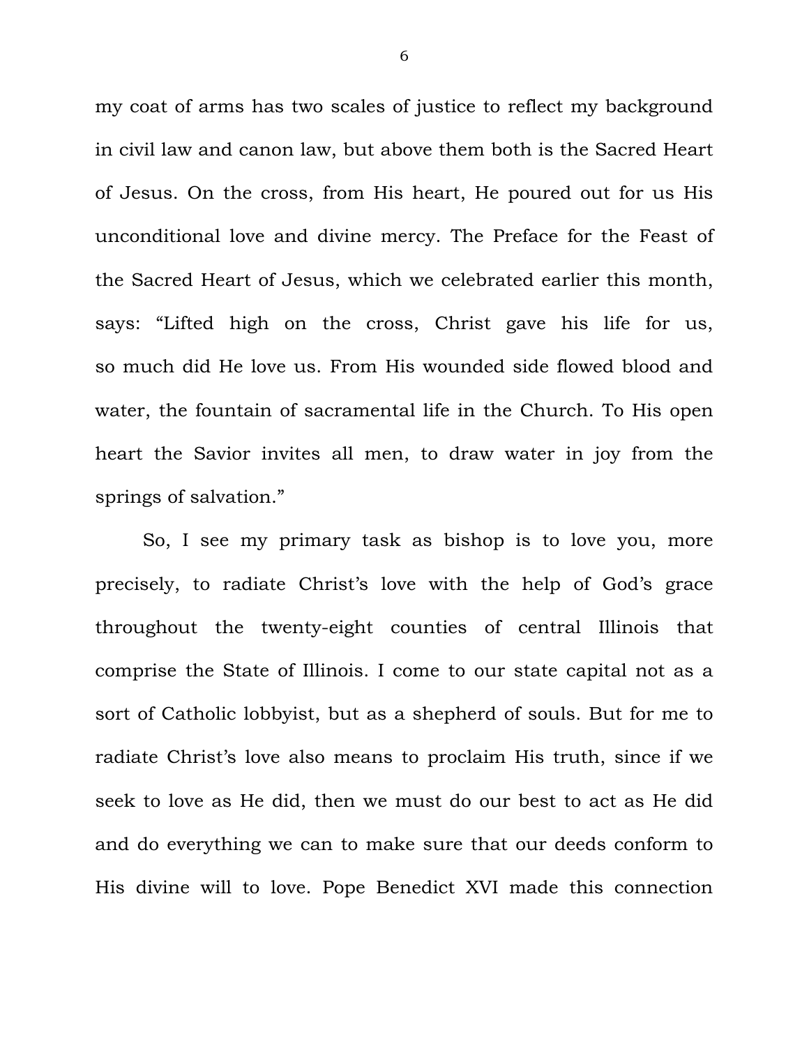my coat of arms has two scales of justice to reflect my background in civil law and canon law, but above them both is the Sacred Heart of Jesus. On the cross, from His heart, He poured out for us His unconditional love and divine mercy. The Preface for the Feast of the Sacred Heart of Jesus, which we celebrated earlier this month, says: "Lifted high on the cross, Christ gave his life for us, so much did He love us. From His wounded side flowed blood and water, the fountain of sacramental life in the Church. To His open heart the Savior invites all men, to draw water in joy from the springs of salvation."

So, I see my primary task as bishop is to love you, more precisely, to radiate Christ's love with the help of God's grace throughout the twenty-eight counties of central Illinois that comprise the State of Illinois. I come to our state capital not as a sort of Catholic lobbyist, but as a shepherd of souls. But for me to radiate Christ's love also means to proclaim His truth, since if we seek to love as He did, then we must do our best to act as He did and do everything we can to make sure that our deeds conform to His divine will to love. Pope Benedict XVI made this connection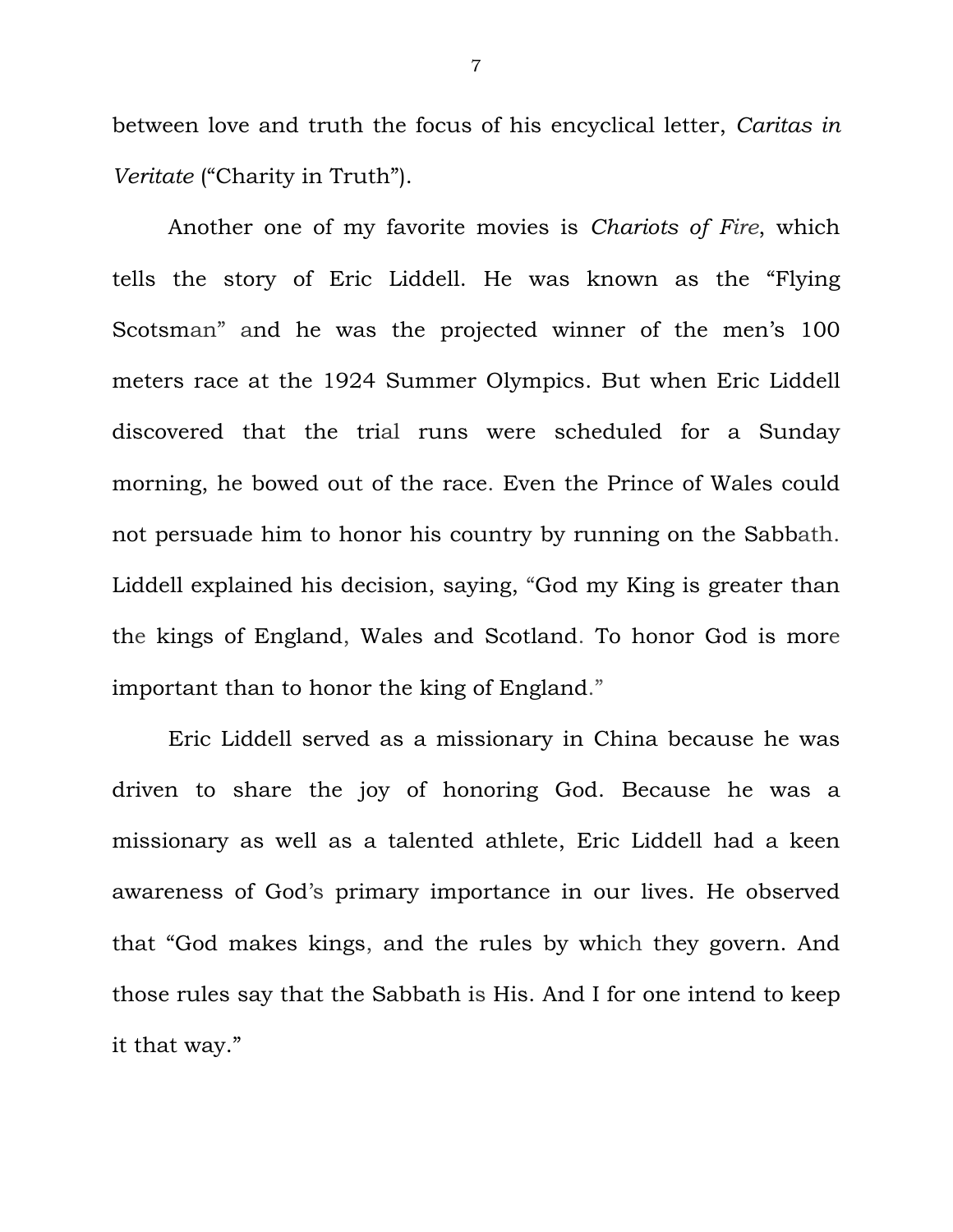between love and truth the focus of his encyclical letter, *Caritas in Veritate* ("Charity in Truth").

Another one of my favorite movies is *Chariots of Fire*, which tells the story of Eric Liddell. He was known as the "Flying Scotsman" and he was the projected winner of the men's 100 meters race at the 1924 Summer Olympics. But when Eric Liddell discovered that the trial runs were scheduled for a Sunday morning, he bowed out of the race. Even the Prince of Wales could not persuade him to honor his country by running on the Sabbath. Liddell explained his decision, saying, "God my King is greater than the kings of England, Wales and Scotland. To honor God is more important than to honor the king of England."

Eric Liddell served as a missionary in China because he was driven to share the joy of honoring God. Because he was a missionary as well as a talented athlete, Eric Liddell had a keen awareness of God's primary importance in our lives. He observed that "God makes kings, and the rules by which they govern. And those rules say that the Sabbath is His. And I for one intend to keep it that way."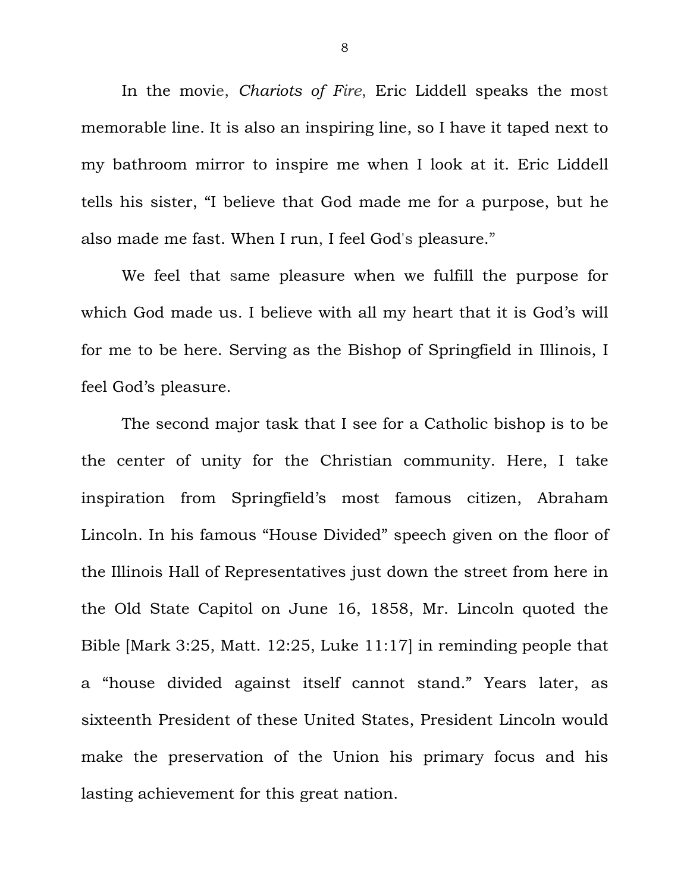In the movie, *Chariots of Fire*, Eric Liddell speaks the most memorable line. It is also an inspiring line, so I have it taped next to my bathroom mirror to inspire me when I look at it. Eric Liddell tells his sister, “I believe that God made me for a purpose, but he also made me fast. When I run, I feel God's pleasure.”

We feel that same pleasure when we fulfill the purpose for which God made us. I believe with all my heart that it is God’s will for me to be here. Serving as the Bishop of Springfield in Illinois, I feel God’s pleasure.

The second major task that I see for a Catholic bishop is to be the center of unity for the Christian community. Here, I take inspiration from Springfield’s most famous citizen, Abraham Lincoln. In his famous “House Divided” speech given on the floor of the Illinois Hall of Representatives just down the street from here in the Old State Capitol on June 16, 1858, Mr. Lincoln quoted the Bible [Mark 3:25, Matt. 12:25, Luke 11:17] in reminding people that a “house divided against itself cannot stand.” Years later, as sixteenth President of these United States, President Lincoln would make the preservation of the Union his primary focus and his lasting achievement for this great nation.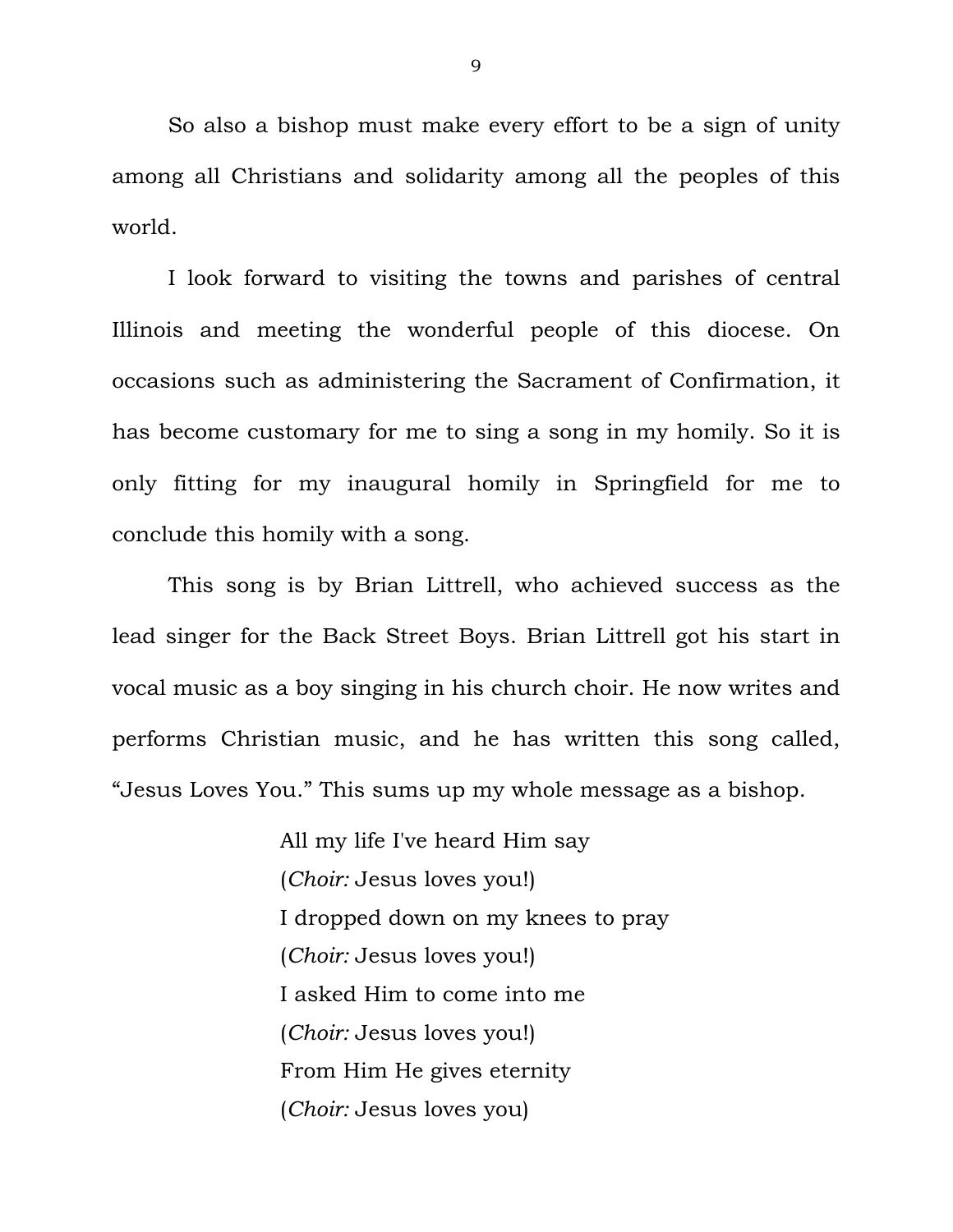So also a bishop must make every effort to be a sign of unity among all Christians and solidarity among all the peoples of this world.

I look forward to visiting the towns and parishes of central Illinois and meeting the wonderful people of this diocese. On occasions such as administering the Sacrament of Confirmation, it has become customary for me to sing a song in my homily. So it is only fitting for my inaugural homily in Springfield for me to conclude this homily with a song.

This song is by Brian Littrell, who achieved success as the lead singer for the Back Street Boys. Brian Littrell got his start in vocal music as a boy singing in his church choir. He now writes and performs Christian music, and he has written this song called, "Jesus Loves You." This sums up my whole message as a bishop.

> All my life I've heard Him say
> (*Choir:* Jesus loves you!)
> I dropped down on my knees to pray
> (*Choir:* Jesus loves you!)
> I asked Him to come into me
> (*Choir:* Jesus loves you!)
> From Him He gives eternity
> (*Choir:* Jesus loves you)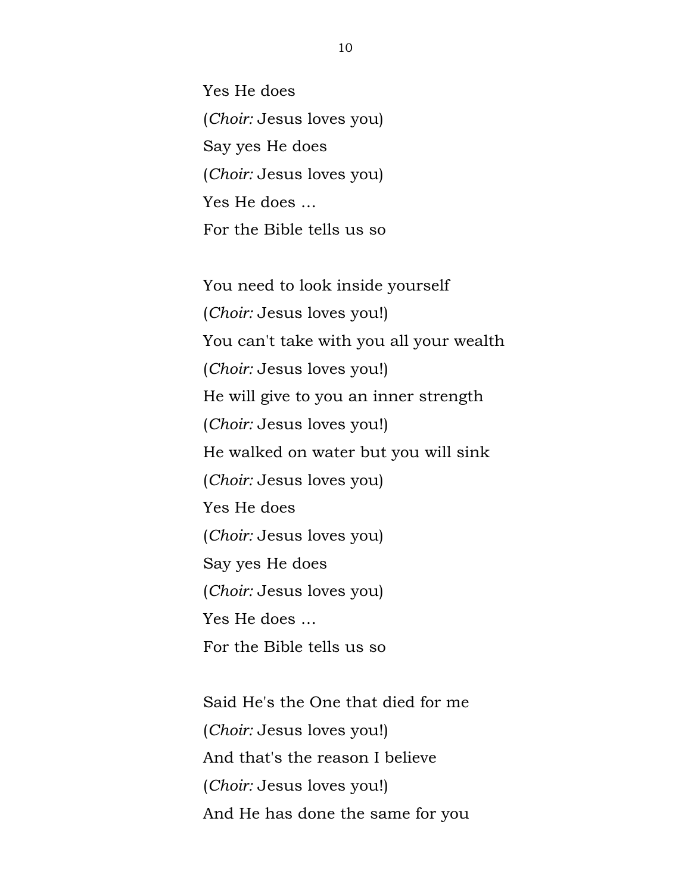Yes He does

(*Choir:* Jesus loves you)

Say yes He does

(*Choir:* Jesus loves you)

Yes He does …

For the Bible tells us so

You need to look inside yourself

(*Choir:* Jesus loves you!)

You can't take with you all your wealth

(*Choir:* Jesus loves you!)

He will give to you an inner strength

(*Choir:* Jesus loves you!)

He walked on water but you will sink

(*Choir:* Jesus loves you)

Yes He does

(*Choir:* Jesus loves you)

Say yes He does

(*Choir:* Jesus loves you)

Yes He does …

For the Bible tells us so

Said He's the One that died for me

(*Choir:* Jesus loves you!)

And that's the reason I believe

(*Choir:* Jesus loves you!)

And He has done the same for you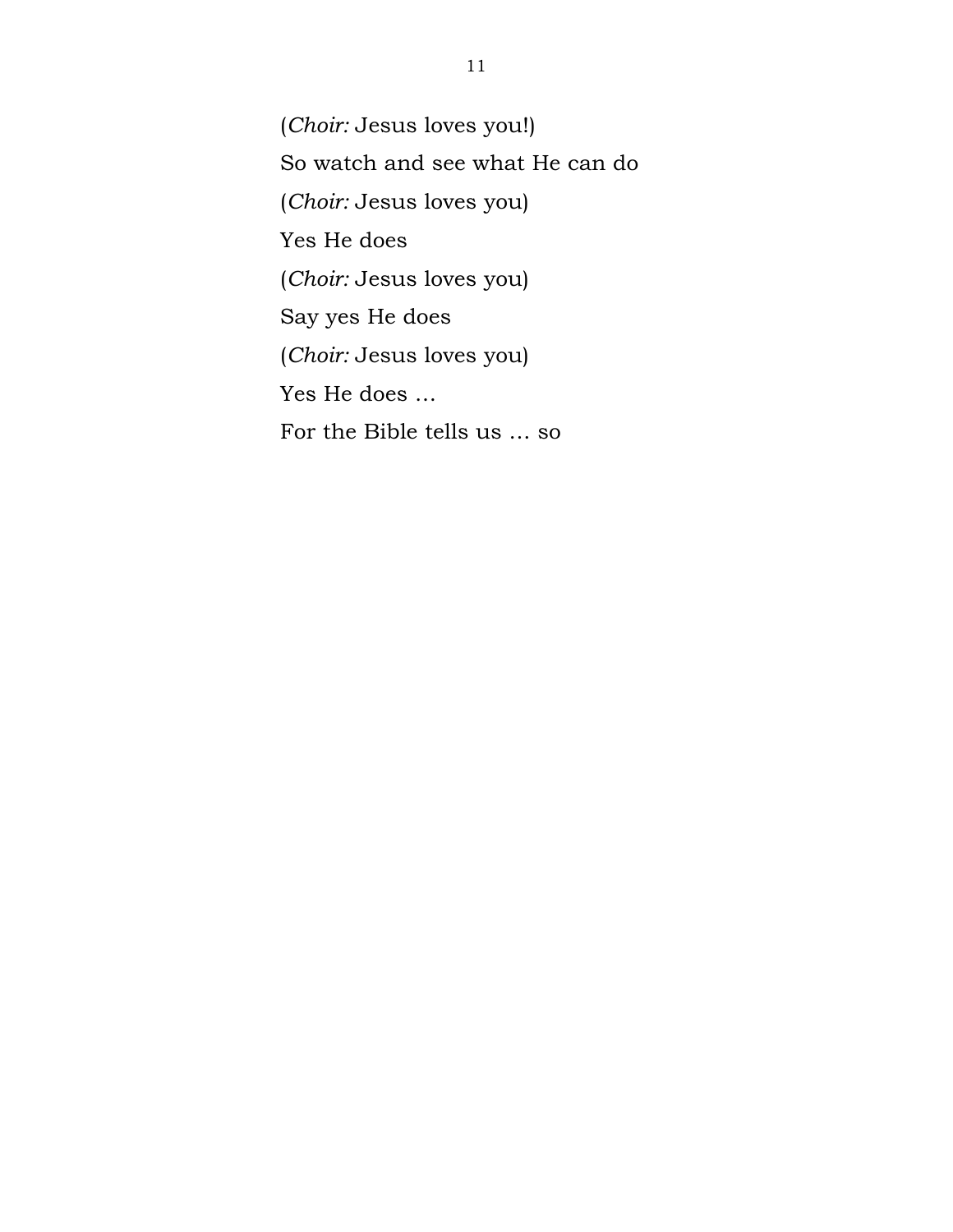(*Choir:* Jesus loves you!)

So watch and see what He can do

(*Choir:* Jesus loves you)

Yes He does

(*Choir:* Jesus loves you)

Say yes He does

(*Choir:* Jesus loves you)

Yes He does …

For the Bible tells us … so